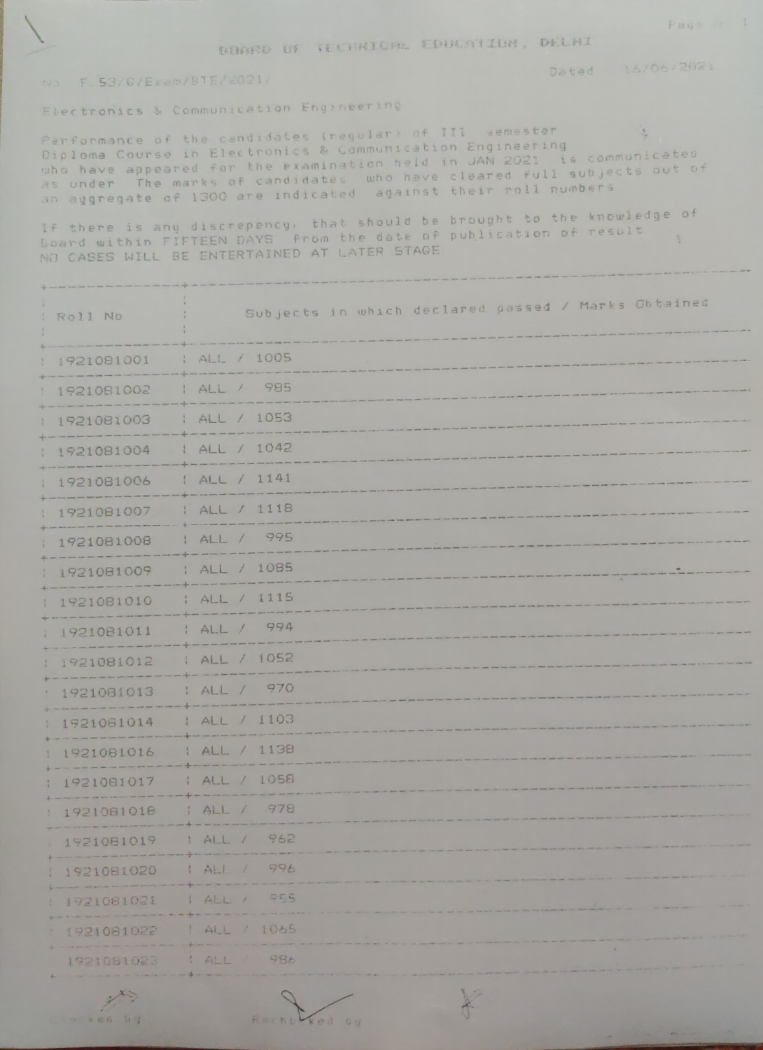# BOARD OF TECHNICAL EDUCATION, DELHI

No. F.53/G/Exam/BTE/2021/ Dated 16/06/2021

Electronics & Communication Engineering

Performance of the candidates (regular) of III semester Diploma Course in Electronics & Communication Engineering who have appeared for the examination held in JAN 2021 is communicated as under. The marks of candidates who have cleared full subjects out of an aggregate of 1300 are indicated against their roll numbers.

If there is any discrepancy, that should be brought to the knowledge of Board within FIFTEEN DAYS from the date of publication of result. NO CASES WILL BE ENTERTAINED AT LATER STAGE.

| Roll No | Subjects in which declared passed / Marks Obtained |
|---|---|
| 1921081001 | ALL / 1005 |
| 1921081002 | ALL / 985 |
| 1921081003 | ALL / 1053 |
| 1921081004 | ALL / 1042 |
| 1921081006 | ALL / 1141 |
| 1921081007 | ALL / 1118 |
| 1921081008 | ALL / 995 |
| 1921081009 | ALL / 1085 |
| 1921081010 | ALL / 1115 |
| 1921081011 | ALL / 994 |
| 1921081012 | ALL / 1052 |
| 1921081013 | ALL / 970 |
| 1921081014 | ALL / 1103 |
| 1921081016 | ALL / 1138 |
| 1921081017 | ALL / 1058 |
| 1921081018 | ALL / 978 |
| 1921081019 | ALL / 962 |
| 1921081020 | ALL / 996 |
| 1921081021 | ALL / 955 |
| 1921081022 | ALL / 1065 |
| 1921081023 | ALL / 986 |

Checked by &nbsp;&nbsp;&nbsp;&nbsp; Rechecked by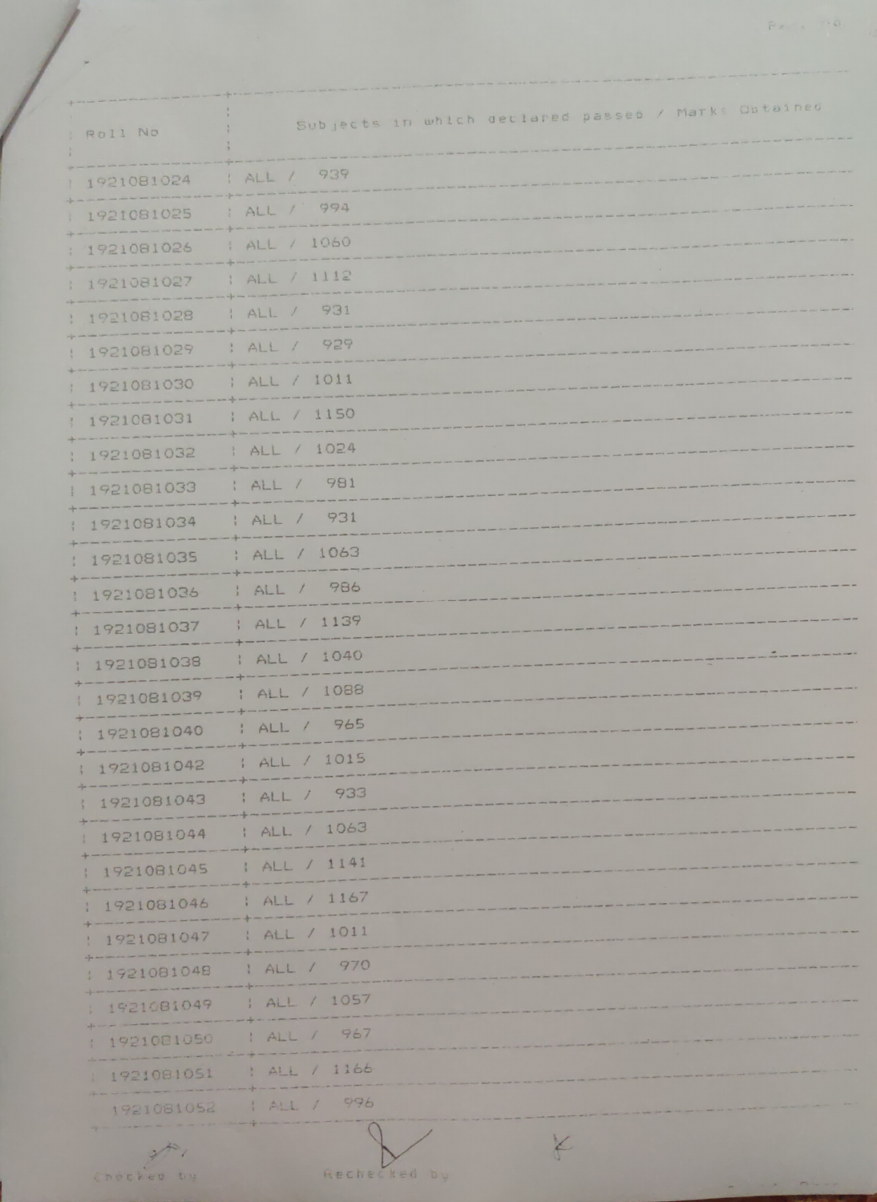| Roll No | Subjects in which declared passed / Marks Obtained |
| --- | --- |
| 1921081024 | ALL / 939 |
| 1921081025 | ALL / 994 |
| 1921081026 | ALL / 1060 |
| 1921081027 | ALL / 1112 |
| 1921081028 | ALL / 931 |
| 1921081029 | ALL / 929 |
| 1921081030 | ALL / 1011 |
| 1921081031 | ALL / 1150 |
| 1921081032 | ALL / 1024 |
| 1921081033 | ALL / 981 |
| 1921081034 | ALL / 931 |
| 1921081035 | ALL / 1063 |
| 1921081036 | ALL / 986 |
| 1921081037 | ALL / 1139 |
| 1921081038 | ALL / 1040 |
| 1921081039 | ALL / 1088 |
| 1921081040 | ALL / 965 |
| 1921081042 | ALL / 1015 |
| 1921081043 | ALL / 933 |
| 1921081044 | ALL / 1063 |
| 1921081045 | ALL / 1141 |
| 1921081046 | ALL / 1167 |
| 1921081047 | ALL / 1011 |
| 1921081048 | ALL / 970 |
| 1921081049 | ALL / 1057 |
| 1921081050 | ALL / 967 |
| 1921081051 | ALL / 1166 |
| 1921081052 | ALL / 996 |

Checked by &nbsp;&nbsp;&nbsp;&nbsp; Rechecked by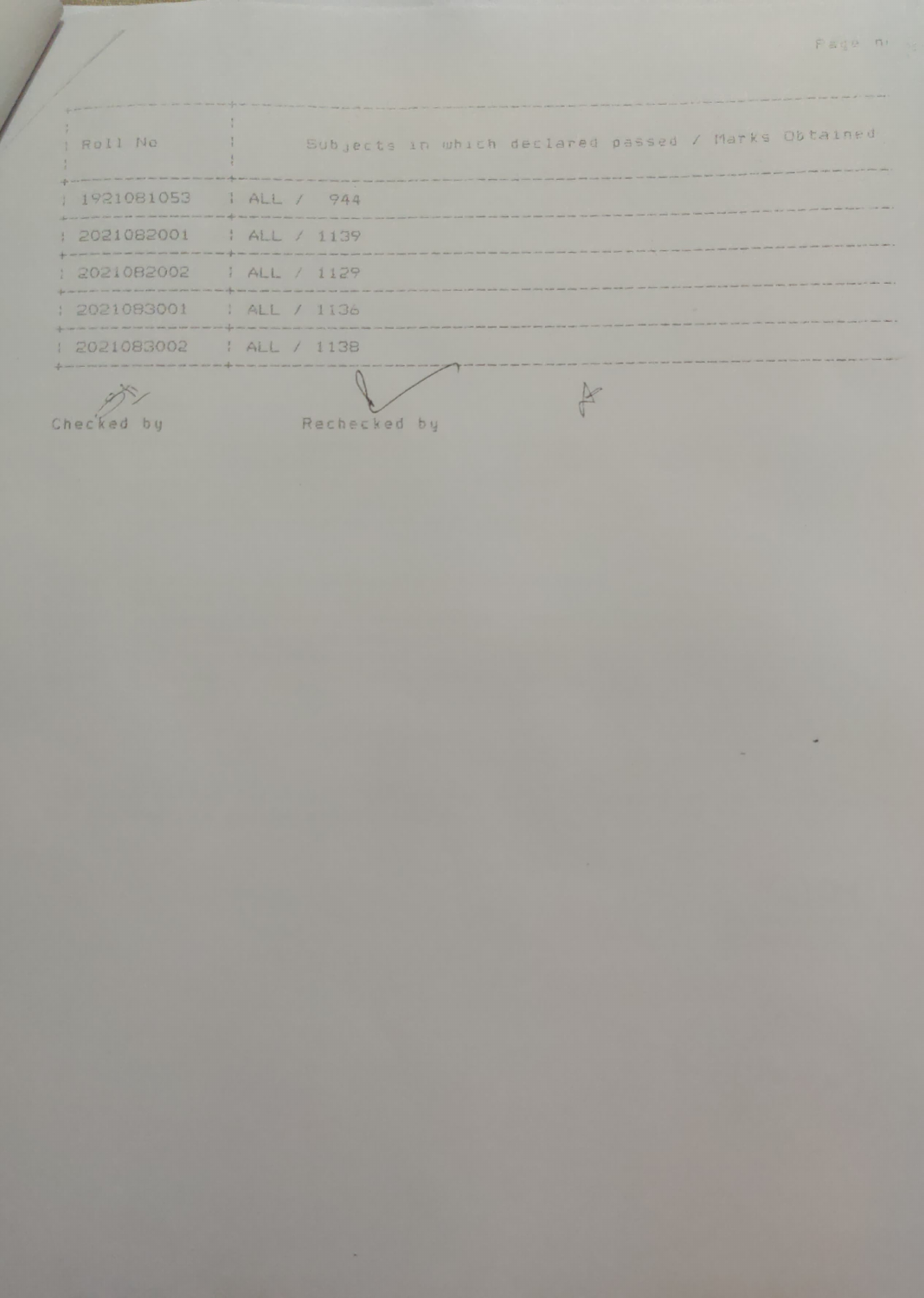| Roll No | Subjects in which declared passed / Marks Obtained |
| --- | --- |
| 1921081053 | ALL / 944 |
| 2021082001 | ALL / 1139 |
| 2021082002 | ALL / 1129 |
| 2021083001 | ALL / 1136 |
| 2021083002 | ALL / 1138 |

Checked by          Rechecked by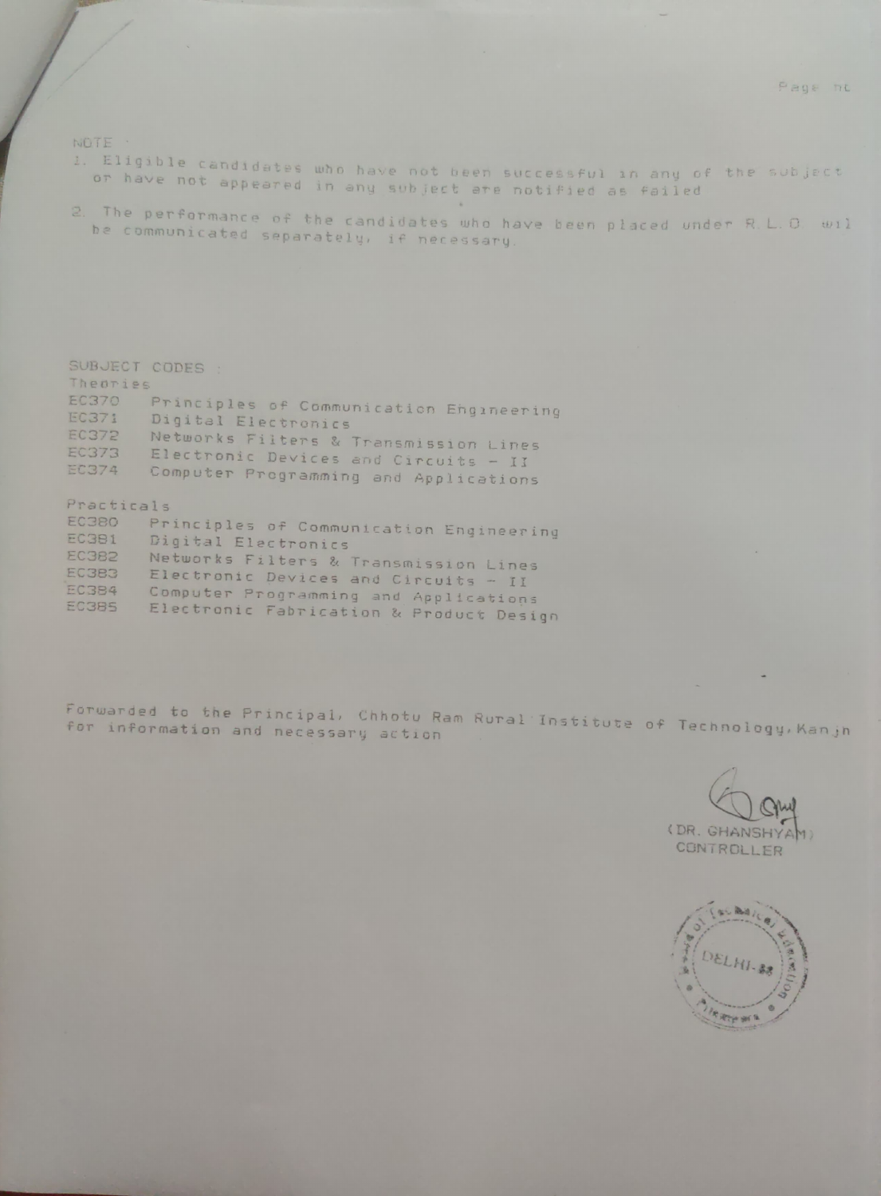NOTE :

1. Eligible candidates who have not been successful in any of the subject or have not appeared in any subject are notified as failed
2. The performance of the candidates who have been placed under R.L.O wil be communicated separately, if necessary.

SUBJECT CODES :

Theories

| | |
|---|---|
| EC370 | Principles of Communication Engineering |
| EC371 | Digital Electronics |
| EC372 | Networks Filters & Transmission Lines |
| EC373 | Electronic Devices and Circuits - II |
| EC374 | Computer Programming and Applications |

Practicals

| | |
|---|---|
| EC380 | Principles of Communication Engineering |
| EC381 | Digital Electronics |
| EC382 | Networks Filters & Transmission Lines |
| EC383 | Electronic Devices and Circuits - II |
| EC384 | Computer Programming and Applications |
| EC385 | Electronic Fabrication & Product Design |

Forwarded to the Principal, Chhotu Ram Rural Institute of Technology, Kanjh for information and necessary action

(DR. GHANSHYAM)
CONTROLLER

DELHI-88